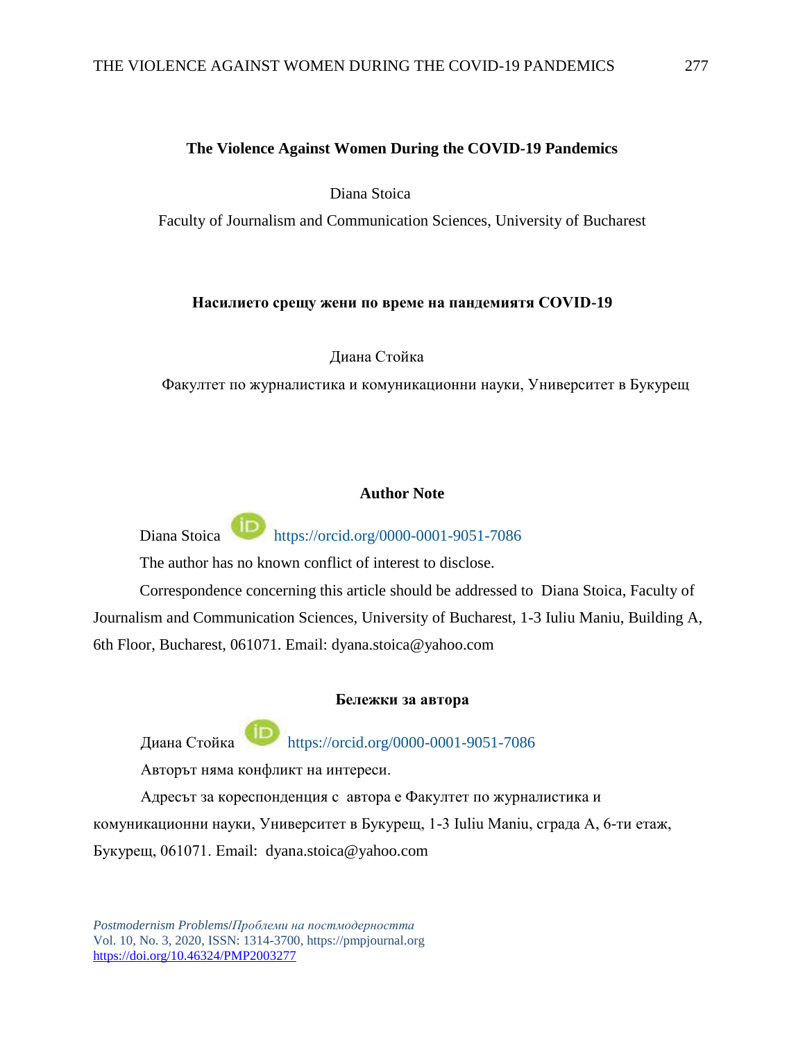# The Violence Against Women During the COVID-19 Pandemics

Diana Stoica

Faculty of Journalism and Communication Sciences, University of Bucharest

# Насилието срещу жени по време на пандемиятя COVID-19

Диана Стойка

Факултет по журналистика и комуникационни науки, Университет в Букурещ

## Author Note

Diana Stoica https://orcid.org/0000-0001-9051-7086

The author has no known conflict of interest to disclose.

Correspondence concerning this article should be addressed to Diana Stoica, Faculty of Journalism and Communication Sciences, University of Bucharest, 1-3 Iuliu Maniu, Building A, 6th Floor, Bucharest, 061071. Email: dyana.stoica@yahoo.com

## Бележки за автора

Диана Стойка https://orcid.org/0000-0001-9051-7086

Авторът няма конфликт на интереси.

Адресът за кореспонденция с автора е Факултет по журналистика и комуникационни науки, Университет в Букурещ, 1-3 Iuliu Maniu, сграда А, 6-ти етаж, Букурещ, 061071. Email: dyana.stoica@yahoo.com

*Postmodernism Problems/Проблеми на постмодерността*
Vol. 10, No. 3, 2020, ISSN: 1314-3700, https://pmpjournal.org
https://doi.org/10.46324/PMP2003277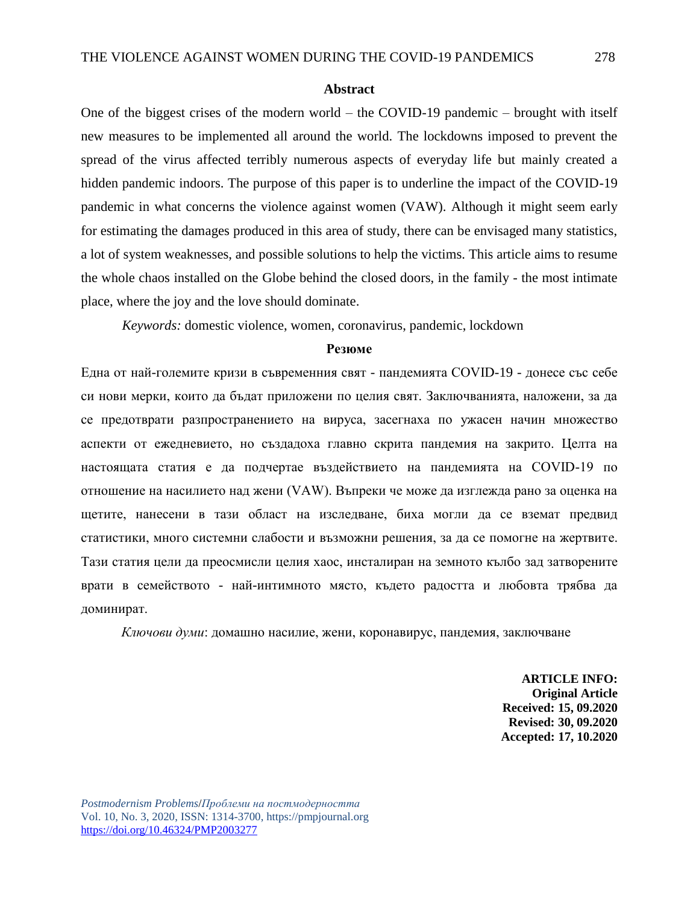## Abstract

One of the biggest crises of the modern world – the COVID-19 pandemic – brought with itself new measures to be implemented all around the world. The lockdowns imposed to prevent the spread of the virus affected terribly numerous aspects of everyday life but mainly created a hidden pandemic indoors. The purpose of this paper is to underline the impact of the COVID-19 pandemic in what concerns the violence against women (VAW). Although it might seem early for estimating the damages produced in this area of study, there can be envisaged many statistics, a lot of system weaknesses, and possible solutions to help the victims. This article aims to resume the whole chaos installed on the Globe behind the closed doors, in the family - the most intimate place, where the joy and the love should dominate.

*Keywords:* domestic violence, women, coronavirus, pandemic, lockdown

## Резюме

Една от най-големите кризи в съвременния свят - пандемията COVID-19 - донесе със себе си нови мерки, които да бъдат приложени по целия свят. Заключванията, наложени, за да се предотвратят разпространението на вируса, засегнаха по ужасен начин множество аспекти от ежедневието, но създадоха главно скрита пандемия на закрито. Целта на настоящата статия е да подчертае въздействието на пандемията на COVID-19 по отношение на насилието над жени (VAW). Въпреки че може да изглежда рано за оценка на щетите, нанесени в тази област на изследване, биха могли да се вземат предвид статистики, много системни слабости и възможни решения, за да се помогне на жертвите. Тази статия цели да преосмисли целия хаос, инсталиран на земното кълбо зад затворените врати в семейството - най-интимното място, където радостта и любовта трябва да доминират.

*Ключови думи*: домашно насилие, жени, коронавирус, пандемия, заключване

**ARTICLE INFO:**
**Original Article**
**Received: 15, 09.2020**
**Revised: 30, 09.2020**
**Accepted: 17, 10.2020**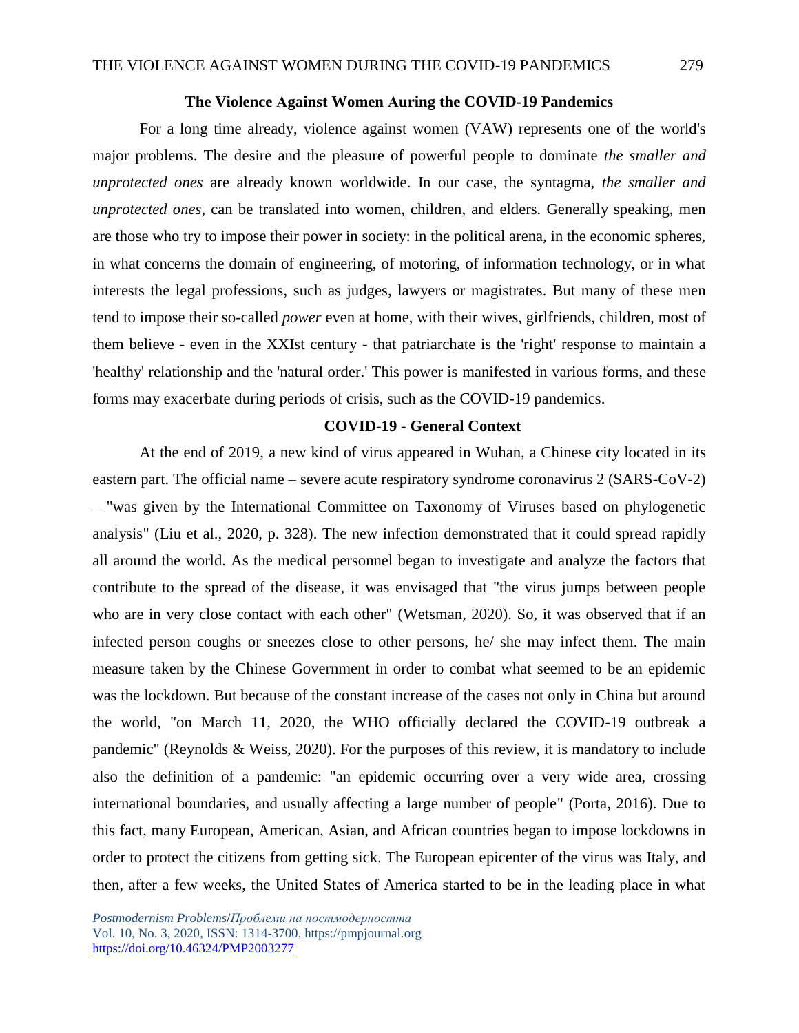## The Violence Against Women Auring the COVID-19 Pandemics

For a long time already, violence against women (VAW) represents one of the world's major problems. The desire and the pleasure of powerful people to dominate *the smaller and unprotected ones* are already known worldwide. In our case, the syntagma, *the smaller and unprotected ones*, can be translated into women, children, and elders. Generally speaking, men are those who try to impose their power in society: in the political arena, in the economic spheres, in what concerns the domain of engineering, of motoring, of information technology, or in what interests the legal professions, such as judges, lawyers or magistrates. But many of these men tend to impose their so-called *power* even at home, with their wives, girlfriends, children, most of them believe - even in the XXIst century - that patriarchate is the 'right' response to maintain a 'healthy' relationship and the 'natural order.' This power is manifested in various forms, and these forms may exacerbate during periods of crisis, such as the COVID-19 pandemics.

## COVID-19 - General Context

At the end of 2019, a new kind of virus appeared in Wuhan, a Chinese city located in its eastern part. The official name – severe acute respiratory syndrome coronavirus 2 (SARS-CoV-2) – "was given by the International Committee on Taxonomy of Viruses based on phylogenetic analysis" (Liu et al., 2020, p. 328). The new infection demonstrated that it could spread rapidly all around the world. As the medical personnel began to investigate and analyze the factors that contribute to the spread of the disease, it was envisaged that "the virus jumps between people who are in very close contact with each other" (Wetsman, 2020). So, it was observed that if an infected person coughs or sneezes close to other persons, he/ she may infect them. The main measure taken by the Chinese Government in order to combat what seemed to be an epidemic was the lockdown. But because of the constant increase of the cases not only in China but around the world, "on March 11, 2020, the WHO officially declared the COVID-19 outbreak a pandemic" (Reynolds & Weiss, 2020). For the purposes of this review, it is mandatory to include also the definition of a pandemic: "an epidemic occurring over a very wide area, crossing international boundaries, and usually affecting a large number of people" (Porta, 2016). Due to this fact, many European, American, Asian, and African countries began to impose lockdowns in order to protect the citizens from getting sick. The European epicenter of the virus was Italy, and then, after a few weeks, the United States of America started to be in the leading place in what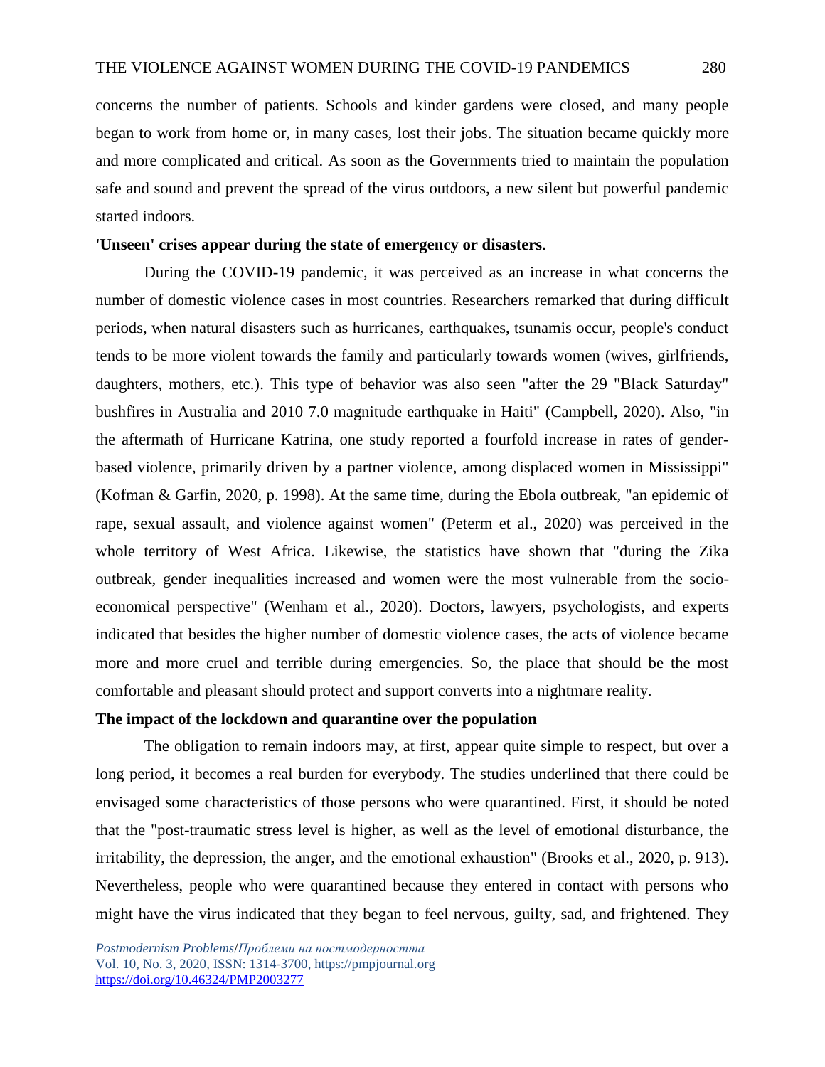concerns the number of patients. Schools and kinder gardens were closed, and many people began to work from home or, in many cases, lost their jobs. The situation became quickly more and more complicated and critical. As soon as the Governments tried to maintain the population safe and sound and prevent the spread of the virus outdoors, a new silent but powerful pandemic started indoors.

**'Unseen' crises appear during the state of emergency or disasters.**

During the COVID-19 pandemic, it was perceived as an increase in what concerns the number of domestic violence cases in most countries. Researchers remarked that during difficult periods, when natural disasters such as hurricanes, earthquakes, tsunamis occur, people's conduct tends to be more violent towards the family and particularly towards women (wives, girlfriends, daughters, mothers, etc.). This type of behavior was also seen "after the 29 "Black Saturday" bushfires in Australia and 2010 7.0 magnitude earthquake in Haiti" (Campbell, 2020). Also, "in the aftermath of Hurricane Katrina, one study reported a fourfold increase in rates of gender-based violence, primarily driven by a partner violence, among displaced women in Mississippi" (Kofman & Garfin, 2020, p. 1998). At the same time, during the Ebola outbreak, "an epidemic of rape, sexual assault, and violence against women" (Peterm et al., 2020) was perceived in the whole territory of West Africa. Likewise, the statistics have shown that "during the Zika outbreak, gender inequalities increased and women were the most vulnerable from the socio-economical perspective" (Wenham et al., 2020). Doctors, lawyers, psychologists, and experts indicated that besides the higher number of domestic violence cases, the acts of violence became more and more cruel and terrible during emergencies. So, the place that should be the most comfortable and pleasant should protect and support converts into a nightmare reality.

**The impact of the lockdown and quarantine over the population**

The obligation to remain indoors may, at first, appear quite simple to respect, but over a long period, it becomes a real burden for everybody. The studies underlined that there could be envisaged some characteristics of those persons who were quarantined. First, it should be noted that the "post-traumatic stress level is higher, as well as the level of emotional disturbance, the irritability, the depression, the anger, and the emotional exhaustion" (Brooks et al., 2020, p. 913). Nevertheless, people who were quarantined because they entered in contact with persons who might have the virus indicated that they began to feel nervous, guilty, sad, and frightened. They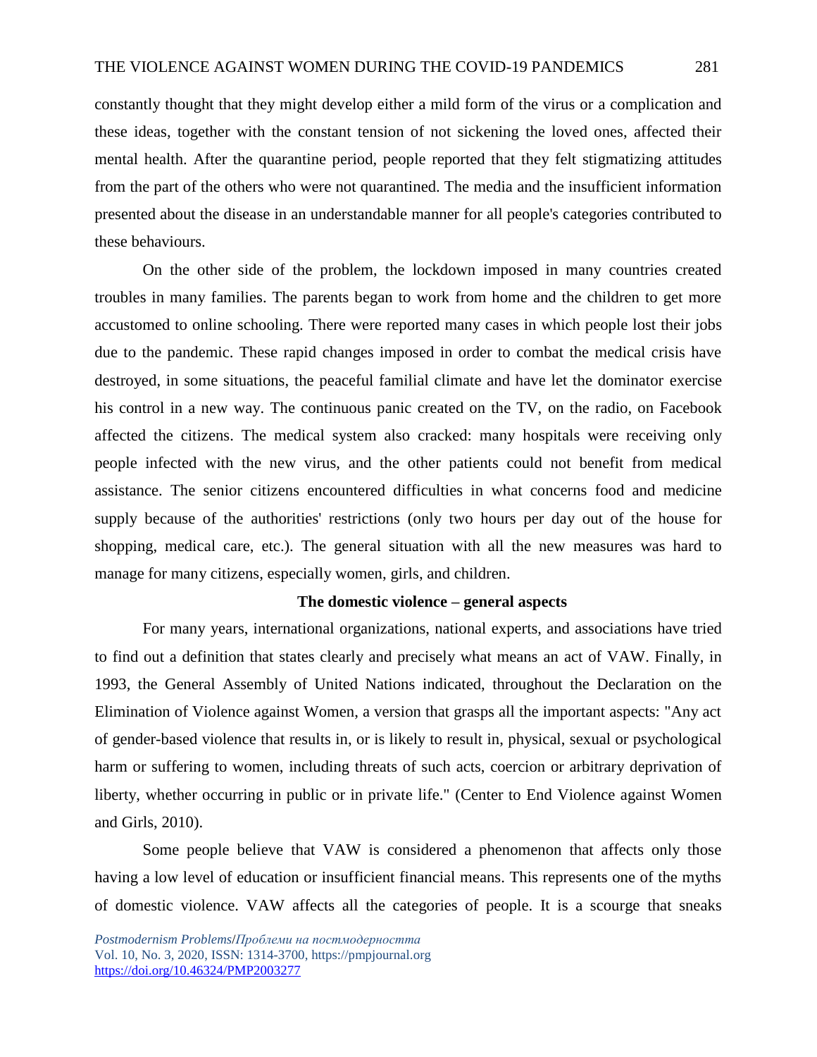constantly thought that they might develop either a mild form of the virus or a complication and these ideas, together with the constant tension of not sickening the loved ones, affected their mental health. After the quarantine period, people reported that they felt stigmatizing attitudes from the part of the others who were not quarantined. The media and the insufficient information presented about the disease in an understandable manner for all people's categories contributed to these behaviours.

On the other side of the problem, the lockdown imposed in many countries created troubles in many families. The parents began to work from home and the children to get more accustomed to online schooling. There were reported many cases in which people lost their jobs due to the pandemic. These rapid changes imposed in order to combat the medical crisis have destroyed, in some situations, the peaceful familial climate and have let the dominator exercise his control in a new way. The continuous panic created on the TV, on the radio, on Facebook affected the citizens. The medical system also cracked: many hospitals were receiving only people infected with the new virus, and the other patients could not benefit from medical assistance. The senior citizens encountered difficulties in what concerns food and medicine supply because of the authorities' restrictions (only two hours per day out of the house for shopping, medical care, etc.). The general situation with all the new measures was hard to manage for many citizens, especially women, girls, and children.

## The domestic violence – general aspects

For many years, international organizations, national experts, and associations have tried to find out a definition that states clearly and precisely what means an act of VAW. Finally, in 1993, the General Assembly of United Nations indicated, throughout the Declaration on the Elimination of Violence against Women, a version that grasps all the important aspects: "Any act of gender-based violence that results in, or is likely to result in, physical, sexual or psychological harm or suffering to women, including threats of such acts, coercion or arbitrary deprivation of liberty, whether occurring in public or in private life." (Center to End Violence against Women and Girls, 2010).

Some people believe that VAW is considered a phenomenon that affects only those having a low level of education or insufficient financial means. This represents one of the myths of domestic violence. VAW affects all the categories of people. It is a scourge that sneaks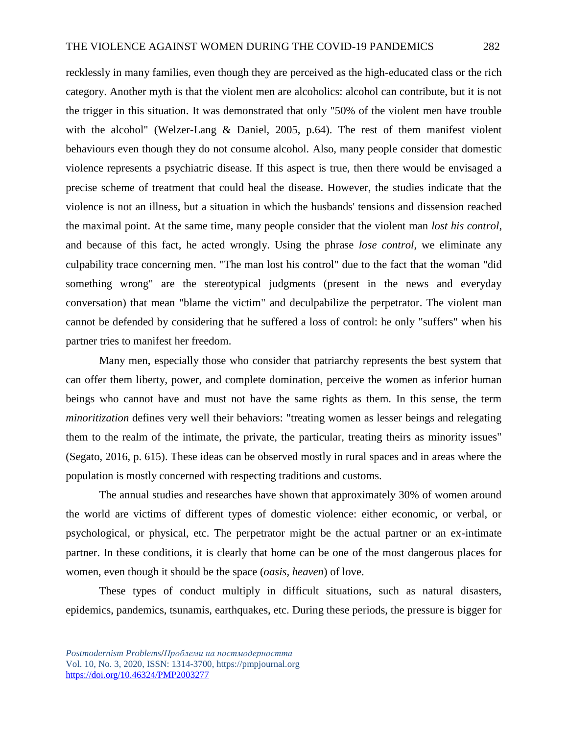recklessly in many families, even though they are perceived as the high-educated class or the rich category. Another myth is that the violent men are alcoholics: alcohol can contribute, but it is not the trigger in this situation. It was demonstrated that only "50% of the violent men have trouble with the alcohol" (Welzer-Lang & Daniel, 2005, p.64). The rest of them manifest violent behaviours even though they do not consume alcohol. Also, many people consider that domestic violence represents a psychiatric disease. If this aspect is true, then there would be envisaged a precise scheme of treatment that could heal the disease. However, the studies indicate that the violence is not an illness, but a situation in which the husbands' tensions and dissension reached the maximal point. At the same time, many people consider that the violent man *lost his control*, and because of this fact, he acted wrongly. Using the phrase *lose control*, we eliminate any culpability trace concerning men. "The man lost his control" due to the fact that the woman "did something wrong" are the stereotypical judgments (present in the news and everyday conversation) that mean "blame the victim" and deculpabilize the perpetrator. The violent man cannot be defended by considering that he suffered a loss of control: he only "suffers" when his partner tries to manifest her freedom.

Many men, especially those who consider that patriarchy represents the best system that can offer them liberty, power, and complete domination, perceive the women as inferior human beings who cannot have and must not have the same rights as them. In this sense, the term *minoritization* defines very well their behaviors: "treating women as lesser beings and relegating them to the realm of the intimate, the private, the particular, treating theirs as minority issues" (Segato, 2016, p. 615). These ideas can be observed mostly in rural spaces and in areas where the population is mostly concerned with respecting traditions and customs.

The annual studies and researches have shown that approximately 30% of women around the world are victims of different types of domestic violence: either economic, or verbal, or psychological, or physical, etc. The perpetrator might be the actual partner or an ex-intimate partner. In these conditions, it is clearly that home can be one of the most dangerous places for women, even though it should be the space (*oasis, heaven*) of love.

These types of conduct multiply in difficult situations, such as natural disasters, epidemics, pandemics, tsunamis, earthquakes, etc. During these periods, the pressure is bigger for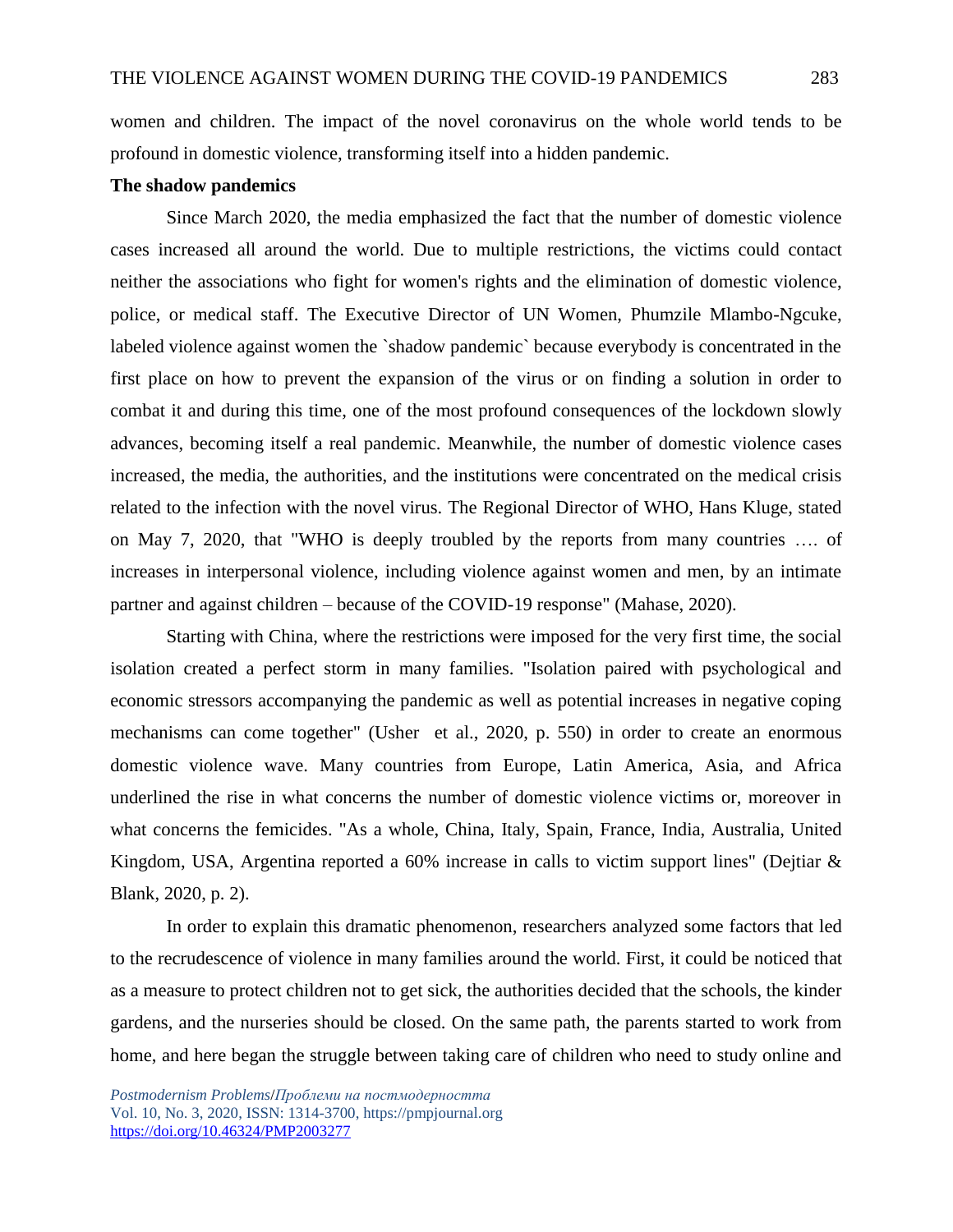women and children. The impact of the novel coronavirus on the whole world tends to be profound in domestic violence, transforming itself into a hidden pandemic.

**The shadow pandemics**

Since March 2020, the media emphasized the fact that the number of domestic violence cases increased all around the world. Due to multiple restrictions, the victims could contact neither the associations who fight for women's rights and the elimination of domestic violence, police, or medical staff. The Executive Director of UN Women, Phumzile Mlambo-Ngcuke, labeled violence against women the `shadow pandemic` because everybody is concentrated in the first place on how to prevent the expansion of the virus or on finding a solution in order to combat it and during this time, one of the most profound consequences of the lockdown slowly advances, becoming itself a real pandemic. Meanwhile, the number of domestic violence cases increased, the media, the authorities, and the institutions were concentrated on the medical crisis related to the infection with the novel virus. The Regional Director of WHO, Hans Kluge, stated on May 7, 2020, that "WHO is deeply troubled by the reports from many countries …. of increases in interpersonal violence, including violence against women and men, by an intimate partner and against children – because of the COVID-19 response" (Mahase, 2020).

Starting with China, where the restrictions were imposed for the very first time, the social isolation created a perfect storm in many families. "Isolation paired with psychological and economic stressors accompanying the pandemic as well as potential increases in negative coping mechanisms can come together" (Usher et al., 2020, p. 550) in order to create an enormous domestic violence wave. Many countries from Europe, Latin America, Asia, and Africa underlined the rise in what concerns the number of domestic violence victims or, moreover in what concerns the femicides. "As a whole, China, Italy, Spain, France, India, Australia, United Kingdom, USA, Argentina reported a 60% increase in calls to victim support lines" (Dejtiar & Blank, 2020, p. 2).

In order to explain this dramatic phenomenon, researchers analyzed some factors that led to the recrudescence of violence in many families around the world. First, it could be noticed that as a measure to protect children not to get sick, the authorities decided that the schools, the kinder gardens, and the nurseries should be closed. On the same path, the parents started to work from home, and here began the struggle between taking care of children who need to study online and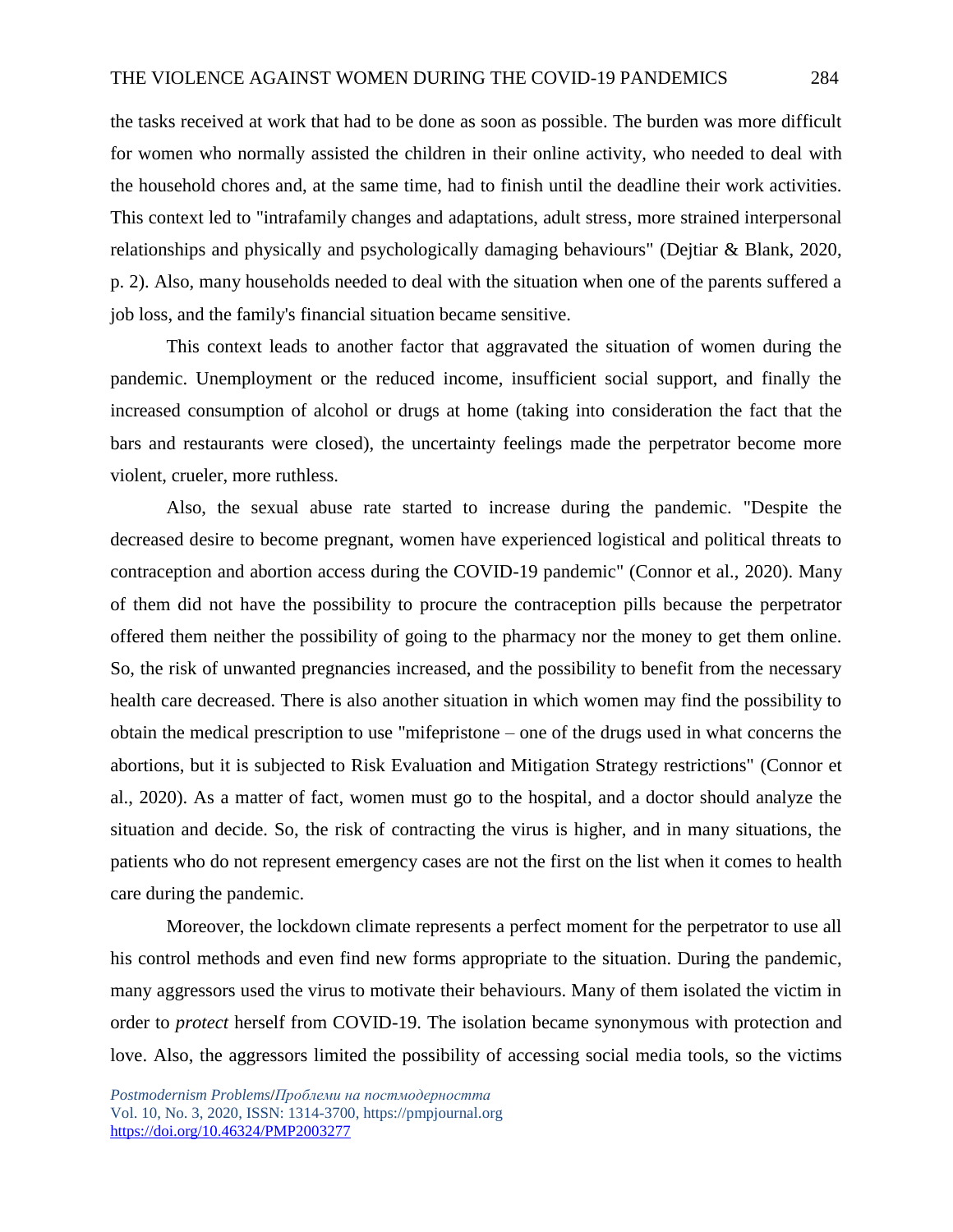the tasks received at work that had to be done as soon as possible. The burden was more difficult for women who normally assisted the children in their online activity, who needed to deal with the household chores and, at the same time, had to finish until the deadline their work activities. This context led to "intrafamily changes and adaptations, adult stress, more strained interpersonal relationships and physically and psychologically damaging behaviours" (Dejtiar & Blank, 2020, p. 2). Also, many households needed to deal with the situation when one of the parents suffered a job loss, and the family's financial situation became sensitive.

This context leads to another factor that aggravated the situation of women during the pandemic. Unemployment or the reduced income, insufficient social support, and finally the increased consumption of alcohol or drugs at home (taking into consideration the fact that the bars and restaurants were closed), the uncertainty feelings made the perpetrator become more violent, crueler, more ruthless.

Also, the sexual abuse rate started to increase during the pandemic. "Despite the decreased desire to become pregnant, women have experienced logistical and political threats to contraception and abortion access during the COVID-19 pandemic" (Connor et al., 2020). Many of them did not have the possibility to procure the contraception pills because the perpetrator offered them neither the possibility of going to the pharmacy nor the money to get them online. So, the risk of unwanted pregnancies increased, and the possibility to benefit from the necessary health care decreased. There is also another situation in which women may find the possibility to obtain the medical prescription to use "mifepristone – one of the drugs used in what concerns the abortions, but it is subjected to Risk Evaluation and Mitigation Strategy restrictions" (Connor et al., 2020). As a matter of fact, women must go to the hospital, and a doctor should analyze the situation and decide. So, the risk of contracting the virus is higher, and in many situations, the patients who do not represent emergency cases are not the first on the list when it comes to health care during the pandemic.

Moreover, the lockdown climate represents a perfect moment for the perpetrator to use all his control methods and even find new forms appropriate to the situation. During the pandemic, many aggressors used the virus to motivate their behaviours. Many of them isolated the victim in order to *protect* herself from COVID-19. The isolation became synonymous with protection and love. Also, the aggressors limited the possibility of accessing social media tools, so the victims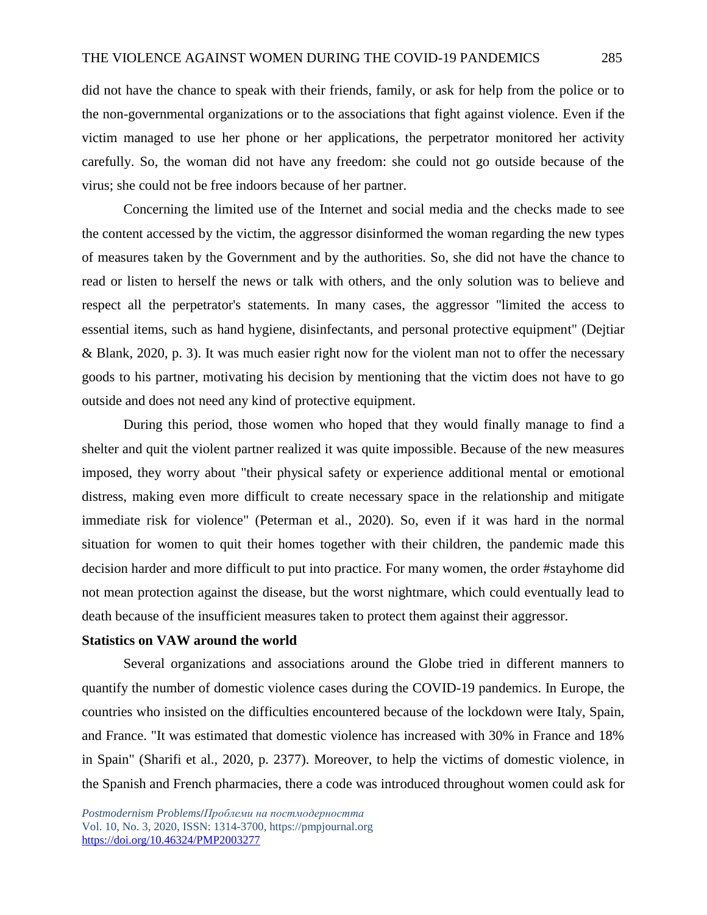did not have the chance to speak with their friends, family, or ask for help from the police or to the non-governmental organizations or to the associations that fight against violence. Even if the victim managed to use her phone or her applications, the perpetrator monitored her activity carefully. So, the woman did not have any freedom: she could not go outside because of the virus; she could not be free indoors because of her partner.

Concerning the limited use of the Internet and social media and the checks made to see the content accessed by the victim, the aggressor disinformed the woman regarding the new types of measures taken by the Government and by the authorities. So, she did not have the chance to read or listen to herself the news or talk with others, and the only solution was to believe and respect all the perpetrator's statements. In many cases, the aggressor "limited the access to essential items, such as hand hygiene, disinfectants, and personal protective equipment" (Dejtiar & Blank, 2020, p. 3). It was much easier right now for the violent man not to offer the necessary goods to his partner, motivating his decision by mentioning that the victim does not have to go outside and does not need any kind of protective equipment.

During this period, those women who hoped that they would finally manage to find a shelter and quit the violent partner realized it was quite impossible. Because of the new measures imposed, they worry about "their physical safety or experience additional mental or emotional distress, making even more difficult to create necessary space in the relationship and mitigate immediate risk for violence" (Peterman et al., 2020). So, even if it was hard in the normal situation for women to quit their homes together with their children, the pandemic made this decision harder and more difficult to put into practice. For many women, the order #stayhome did not mean protection against the disease, but the worst nightmare, which could eventually lead to death because of the insufficient measures taken to protect them against their aggressor.

**Statistics on VAW around the world**

Several organizations and associations around the Globe tried in different manners to quantify the number of domestic violence cases during the COVID-19 pandemics. In Europe, the countries who insisted on the difficulties encountered because of the lockdown were Italy, Spain, and France. "It was estimated that domestic violence has increased with 30% in France and 18% in Spain" (Sharifi et al., 2020, p. 2377). Moreover, to help the victims of domestic violence, in the Spanish and French pharmacies, there a code was introduced throughout women could ask for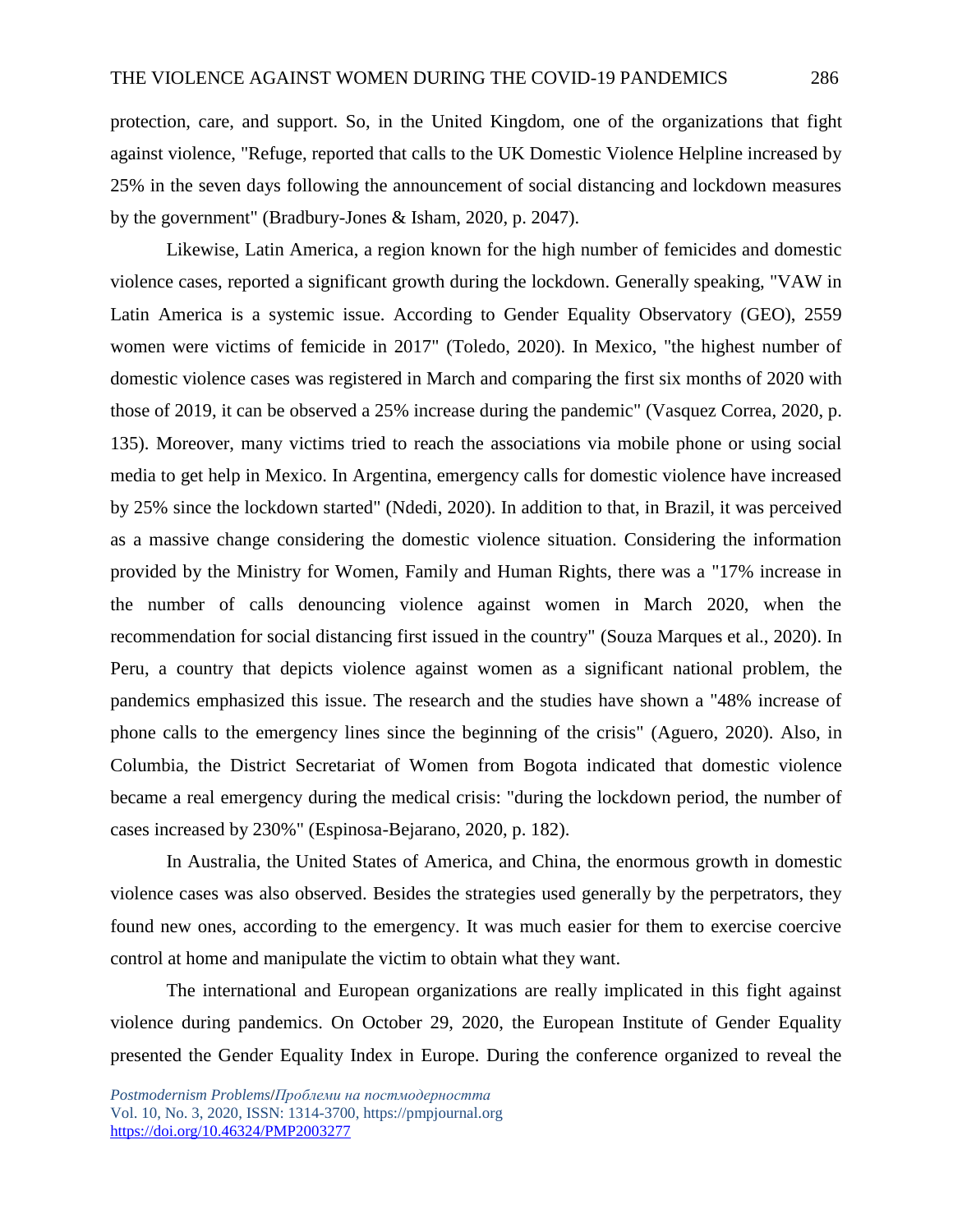protection, care, and support. So, in the United Kingdom, one of the organizations that fight against violence, "Refuge, reported that calls to the UK Domestic Violence Helpline increased by 25% in the seven days following the announcement of social distancing and lockdown measures by the government" (Bradbury-Jones & Isham, 2020, p. 2047).

Likewise, Latin America, a region known for the high number of femicides and domestic violence cases, reported a significant growth during the lockdown. Generally speaking, "VAW in Latin America is a systemic issue. According to Gender Equality Observatory (GEO), 2559 women were victims of femicide in 2017" (Toledo, 2020). In Mexico, "the highest number of domestic violence cases was registered in March and comparing the first six months of 2020 with those of 2019, it can be observed a 25% increase during the pandemic" (Vasquez Correa, 2020, p. 135). Moreover, many victims tried to reach the associations via mobile phone or using social media to get help in Mexico. In Argentina, emergency calls for domestic violence have increased by 25% since the lockdown started" (Ndedi, 2020). In addition to that, in Brazil, it was perceived as a massive change considering the domestic violence situation. Considering the information provided by the Ministry for Women, Family and Human Rights, there was a "17% increase in the number of calls denouncing violence against women in March 2020, when the recommendation for social distancing first issued in the country" (Souza Marques et al., 2020). In Peru, a country that depicts violence against women as a significant national problem, the pandemics emphasized this issue. The research and the studies have shown a "48% increase of phone calls to the emergency lines since the beginning of the crisis" (Aguero, 2020). Also, in Columbia, the District Secretariat of Women from Bogota indicated that domestic violence became a real emergency during the medical crisis: "during the lockdown period, the number of cases increased by 230%" (Espinosa-Bejarano, 2020, p. 182).

In Australia, the United States of America, and China, the enormous growth in domestic violence cases was also observed. Besides the strategies used generally by the perpetrators, they found new ones, according to the emergency. It was much easier for them to exercise coercive control at home and manipulate the victim to obtain what they want.

The international and European organizations are really implicated in this fight against violence during pandemics. On October 29, 2020, the European Institute of Gender Equality presented the Gender Equality Index in Europe. During the conference organized to reveal the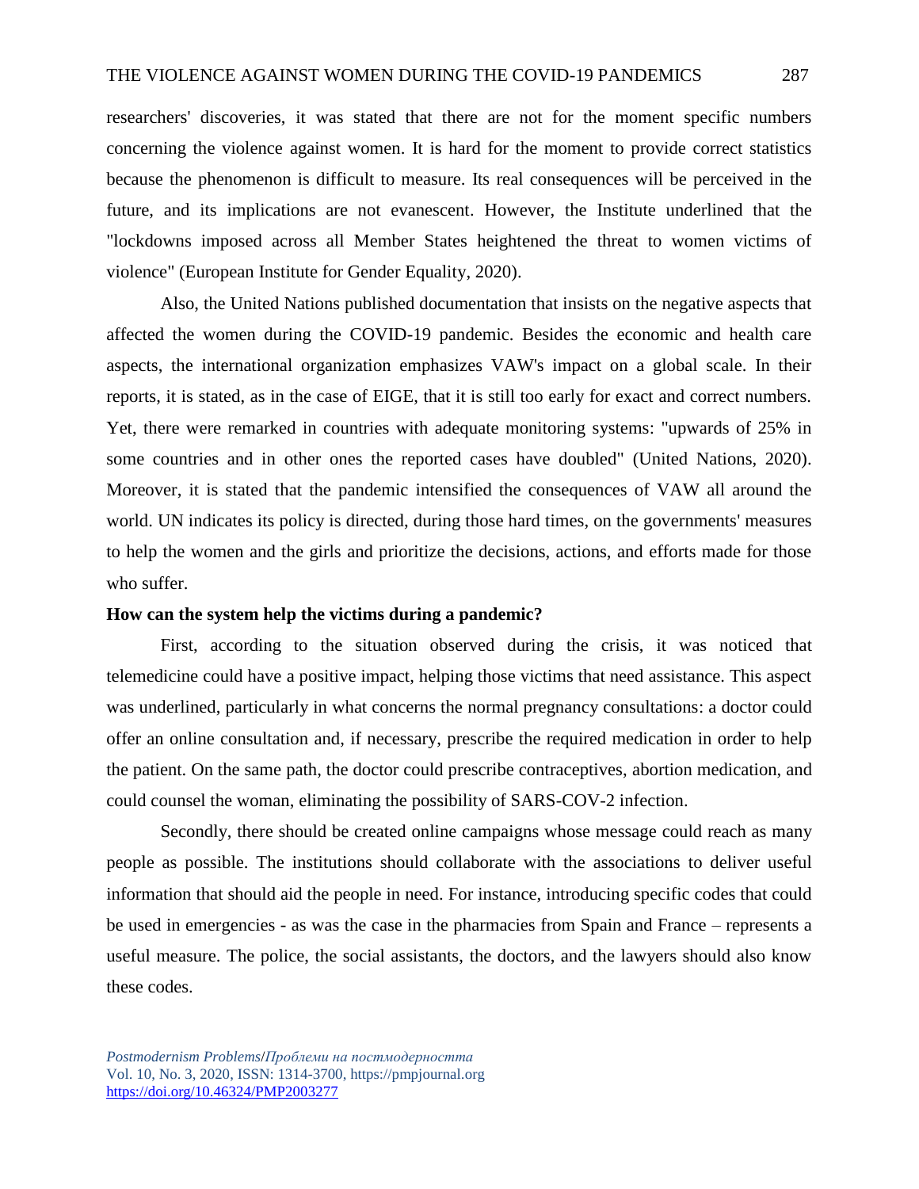researchers' discoveries, it was stated that there are not for the moment specific numbers concerning the violence against women. It is hard for the moment to provide correct statistics because the phenomenon is difficult to measure. Its real consequences will be perceived in the future, and its implications are not evanescent. However, the Institute underlined that the "lockdowns imposed across all Member States heightened the threat to women victims of violence" (European Institute for Gender Equality, 2020).

Also, the United Nations published documentation that insists on the negative aspects that affected the women during the COVID-19 pandemic. Besides the economic and health care aspects, the international organization emphasizes VAW's impact on a global scale. In their reports, it is stated, as in the case of EIGE, that it is still too early for exact and correct numbers. Yet, there were remarked in countries with adequate monitoring systems: "upwards of 25% in some countries and in other ones the reported cases have doubled" (United Nations, 2020). Moreover, it is stated that the pandemic intensified the consequences of VAW all around the world. UN indicates its policy is directed, during those hard times, on the governments' measures to help the women and the girls and prioritize the decisions, actions, and efforts made for those who suffer.

**How can the system help the victims during a pandemic?**

First, according to the situation observed during the crisis, it was noticed that telemedicine could have a positive impact, helping those victims that need assistance. This aspect was underlined, particularly in what concerns the normal pregnancy consultations: a doctor could offer an online consultation and, if necessary, prescribe the required medication in order to help the patient. On the same path, the doctor could prescribe contraceptives, abortion medication, and could counsel the woman, eliminating the possibility of SARS-COV-2 infection.

Secondly, there should be created online campaigns whose message could reach as many people as possible. The institutions should collaborate with the associations to deliver useful information that should aid the people in need. For instance, introducing specific codes that could be used in emergencies - as was the case in the pharmacies from Spain and France – represents a useful measure. The police, the social assistants, the doctors, and the lawyers should also know these codes.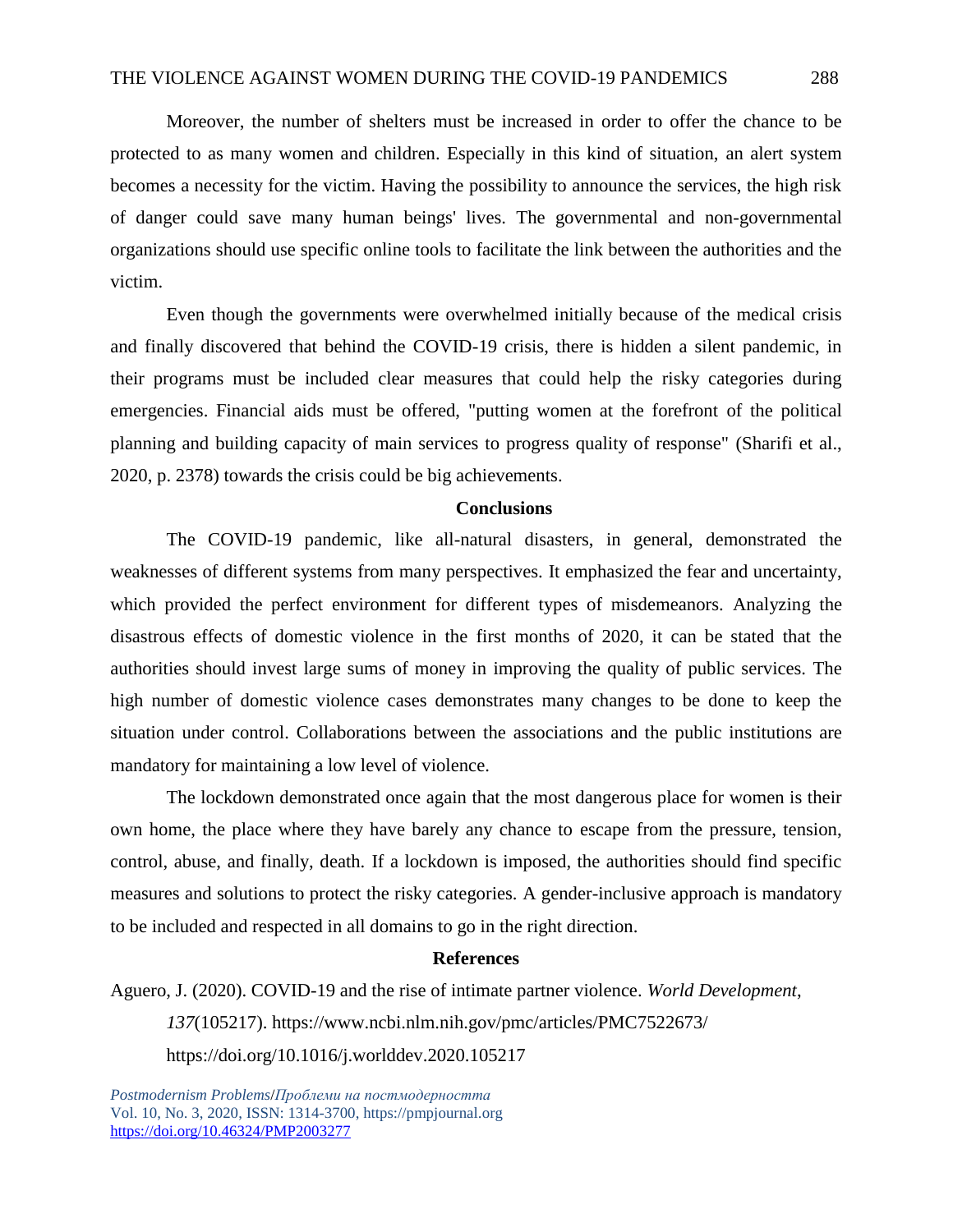Moreover, the number of shelters must be increased in order to offer the chance to be protected to as many women and children. Especially in this kind of situation, an alert system becomes a necessity for the victim. Having the possibility to announce the services, the high risk of danger could save many human beings' lives. The governmental and non-governmental organizations should use specific online tools to facilitate the link between the authorities and the victim.

Even though the governments were overwhelmed initially because of the medical crisis and finally discovered that behind the COVID-19 crisis, there is hidden a silent pandemic, in their programs must be included clear measures that could help the risky categories during emergencies. Financial aids must be offered, "putting women at the forefront of the political planning and building capacity of main services to progress quality of response" (Sharifi et al., 2020, p. 2378) towards the crisis could be big achievements.

## Conclusions

The COVID-19 pandemic, like all-natural disasters, in general, demonstrated the weaknesses of different systems from many perspectives. It emphasized the fear and uncertainty, which provided the perfect environment for different types of misdemeanors. Analyzing the disastrous effects of domestic violence in the first months of 2020, it can be stated that the authorities should invest large sums of money in improving the quality of public services. The high number of domestic violence cases demonstrates many changes to be done to keep the situation under control. Collaborations between the associations and the public institutions are mandatory for maintaining a low level of violence.

The lockdown demonstrated once again that the most dangerous place for women is their own home, the place where they have barely any chance to escape from the pressure, tension, control, abuse, and finally, death. If a lockdown is imposed, the authorities should find specific measures and solutions to protect the risky categories. A gender-inclusive approach is mandatory to be included and respected in all domains to go in the right direction.

## References

Aguero, J. (2020). COVID-19 and the rise of intimate partner violence. *World Development*, *137*(105217). https://www.ncbi.nlm.nih.gov/pmc/articles/PMC7522673/ https://doi.org/10.1016/j.worlddev.2020.105217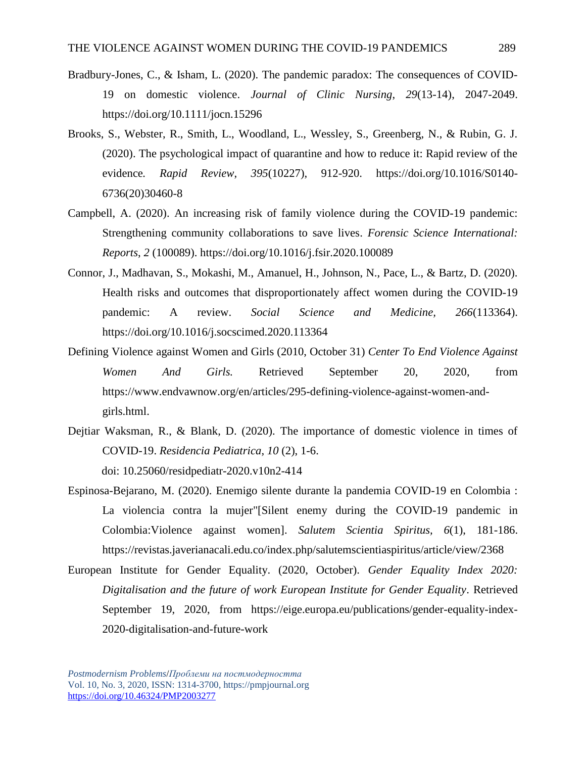Bradbury-Jones, C., & Isham, L. (2020). The pandemic paradox: The consequences of COVID-19 on domestic violence. *Journal of Clinic Nursing*, *29*(13-14), 2047-2049. https://doi.org/10.1111/jocn.15296

Brooks, S., Webster, R., Smith, L., Woodland, L., Wessley, S., Greenberg, N., & Rubin, G. J. (2020). The psychological impact of quarantine and how to reduce it: Rapid review of the evidence*. Rapid Review*, *395*(10227), 912-920. https://doi.org/10.1016/S0140-6736(20)30460-8

Campbell, A. (2020). An increasing risk of family violence during the COVID-19 pandemic: Strengthening community collaborations to save lives. *Forensic Science International: Reports*, *2* (100089). https://doi.org/10.1016/j.fsir.2020.100089

Connor, J., Madhavan, S., Mokashi, M., Amanuel, H., Johnson, N., Pace, L., & Bartz, D. (2020). Health risks and outcomes that disproportionately affect women during the COVID-19 pandemic: A review. *Social Science and Medicine, 266*(113364). https://doi.org/10.1016/j.socscimed.2020.113364

Defining Violence against Women and Girls (2010, October 31) *Center To End Violence Against Women And Girls.* Retrieved September 20, 2020, from https://www.endvawnow.org/en/articles/295-defining-violence-against-women-and-girls.html.

Dejtiar Waksman, R., & Blank, D. (2020). The importance of domestic violence in times of COVID-19. *Residencia Pediatrica*, *10* (2), 1-6. doi: 10.25060/residpediatr-2020.v10n2-414

Espinosa-Bejarano, M. (2020). Enemigo silente durante la pandemia COVID-19 en Colombia : La violencia contra la mujer"[Silent enemy during the COVID-19 pandemic in Colombia:Violence against women]. *Salutem Scientia Spiritus, 6*(1), 181-186. https://revistas.javerianacali.edu.co/index.php/salutemscientiaspiritus/article/view/2368

European Institute for Gender Equality. (2020, October). *Gender Equality Index 2020: Digitalisation and the future of work European Institute for Gender Equality*. Retrieved September 19, 2020, from https://eige.europa.eu/publications/gender-equality-index-2020-digitalisation-and-future-work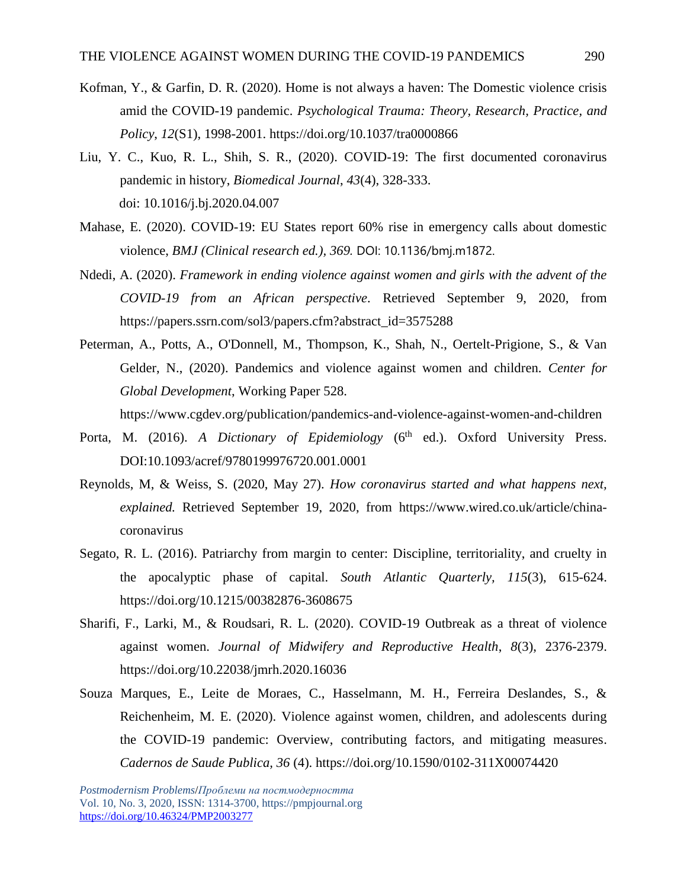Kofman, Y., & Garfin, D. R. (2020). Home is not always a haven: The Domestic violence crisis amid the COVID-19 pandemic. *Psychological Trauma: Theory, Research, Practice, and Policy*, *12*(S1), 1998-2001. https://doi.org/10.1037/tra0000866

Liu, Y. C., Kuo, R. L., Shih, S. R., (2020). COVID-19: The first documented coronavirus pandemic in history, *Biomedical Journal*, *43*(4), 328-333. doi: 10.1016/j.bj.2020.04.007

Mahase, E. (2020). COVID-19: EU States report 60% rise in emergency calls about domestic violence, *BMJ (Clinical research ed.)*, *369.* DOI: 10.1136/bmj.m1872.

Ndedi, A. (2020). *Framework in ending violence against women and girls with the advent of the COVID-19 from an African perspective*. Retrieved September 9, 2020, from https://papers.ssrn.com/sol3/papers.cfm?abstract_id=3575288

Peterman, A., Potts, A., O'Donnell, M., Thompson, K., Shah, N., Oertelt-Prigione, S., & Van Gelder, N., (2020). Pandemics and violence against women and children. *Center for Global Development*, Working Paper 528. https://www.cgdev.org/publication/pandemics-and-violence-against-women-and-children

Porta, M. (2016). *A Dictionary of Epidemiology* (6th ed.). Oxford University Press. DOI:10.1093/acref/9780199976720.001.0001

Reynolds, M, & Weiss, S. (2020, May 27). *How coronavirus started and what happens next, explained.* Retrieved September 19, 2020, from https://www.wired.co.uk/article/china-coronavirus

Segato, R. L. (2016). Patriarchy from margin to center: Discipline, territoriality, and cruelty in the apocalyptic phase of capital. *South Atlantic Quarterly, 115*(3), 615-624. https://doi.org/10.1215/00382876-3608675

Sharifi, F., Larki, M., & Roudsari, R. L. (2020). COVID-19 Outbreak as a threat of violence against women. *Journal of Midwifery and Reproductive Health*, *8*(3), 2376-2379. https://doi.org/10.22038/jmrh.2020.16036

Souza Marques, E., Leite de Moraes, C., Hasselmann, M. H., Ferreira Deslandes, S., & Reichenheim, M. E. (2020). Violence against women, children, and adolescents during the COVID-19 pandemic: Overview, contributing factors, and mitigating measures. *Cadernos de Saude Publica, 36* (4). https://doi.org/10.1590/0102-311X00074420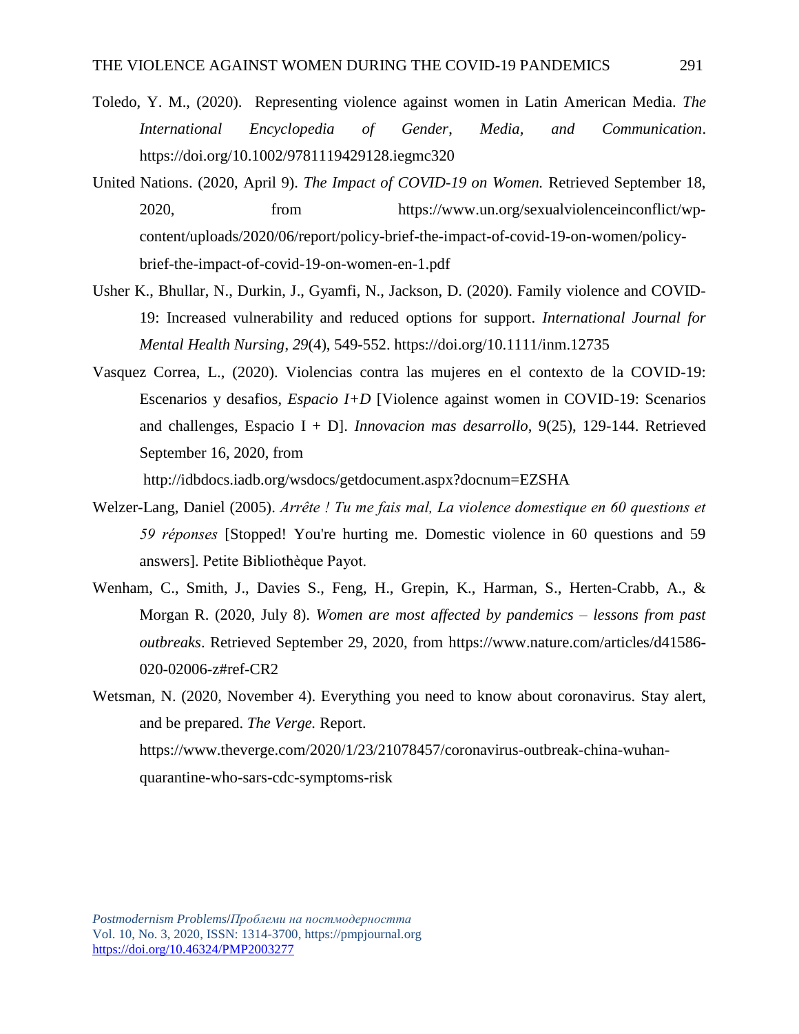Toledo, Y. M., (2020). Representing violence against women in Latin American Media. *The International Encyclopedia of Gender, Media, and Communication*. https://doi.org/10.1002/9781119429128.iegmc320

United Nations. (2020, April 9). *The Impact of COVID-19 on Women.* Retrieved September 18, 2020, from https://www.un.org/sexualviolenceinconflict/wp-content/uploads/2020/06/report/policy-brief-the-impact-of-covid-19-on-women/policy-brief-the-impact-of-covid-19-on-women-en-1.pdf

Usher K., Bhullar, N., Durkin, J., Gyamfi, N., Jackson, D. (2020). Family violence and COVID-19: Increased vulnerability and reduced options for support. *International Journal for Mental Health Nursing*, *29*(4), 549-552. https://doi.org/10.1111/inm.12735

Vasquez Correa, L., (2020). Violencias contra las mujeres en el contexto de la COVID-19: Escenarios y desafios, *Espacio I+D* [Violence against women in COVID-19: Scenarios and challenges, Espacio I + D]. *Innovacion mas desarrollo*, 9(25), 129-144. Retrieved September 16, 2020, from http://idbdocs.iadb.org/wsdocs/getdocument.aspx?docnum=EZSHA

Welzer-Lang, Daniel (2005). *Arrête ! Tu me fais mal, La violence domestique en 60 questions et 59 réponses* [Stopped! You're hurting me. Domestic violence in 60 questions and 59 answers]. Petite Bibliothèque Payot.

Wenham, C., Smith, J., Davies S., Feng, H., Grepin, K., Harman, S., Herten-Crabb, A., & Morgan R. (2020, July 8). *Women are most affected by pandemics – lessons from past outbreaks*. Retrieved September 29, 2020, from https://www.nature.com/articles/d41586-020-02006-z#ref-CR2

Wetsman, N. (2020, November 4). Everything you need to know about coronavirus. Stay alert, and be prepared. *The Verge.* Report. https://www.theverge.com/2020/1/23/21078457/coronavirus-outbreak-china-wuhan-quarantine-who-sars-cdc-symptoms-risk